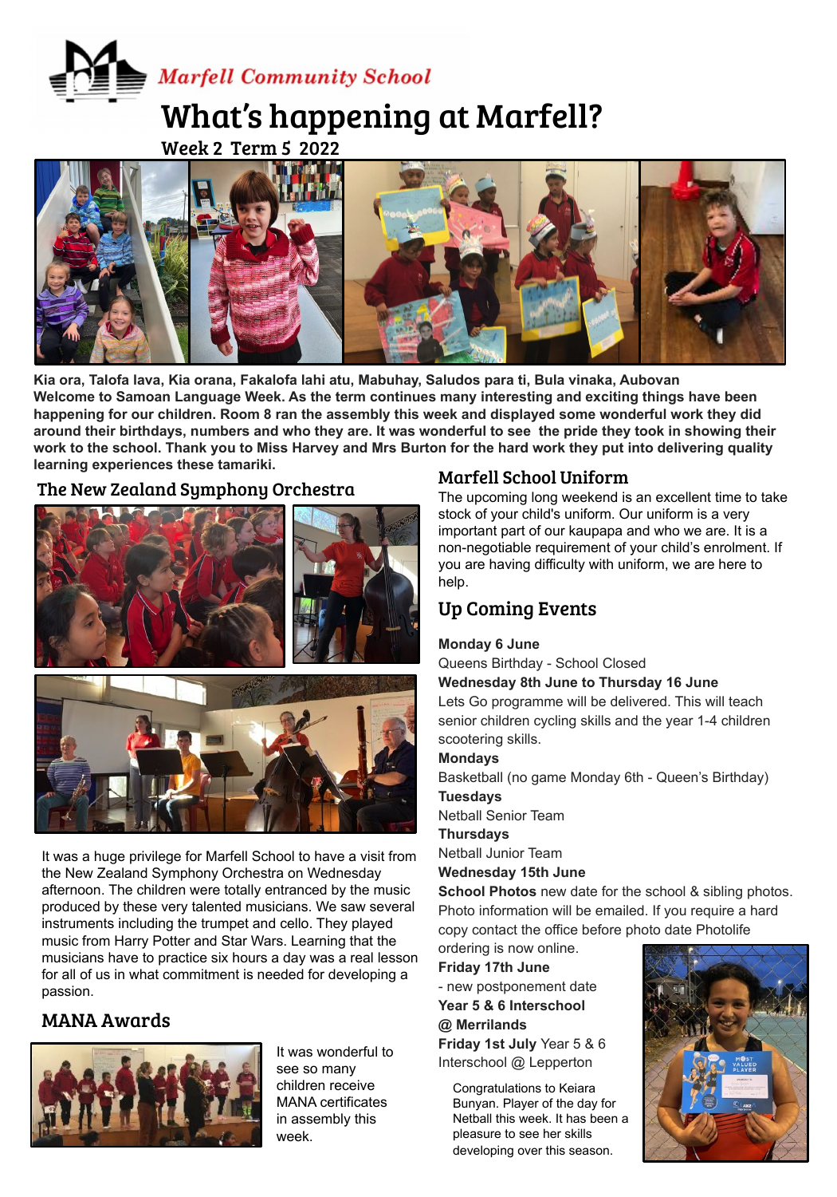Marfell Community School

# What's happening at Marfell?

Week 2 Term 5 2022

**Kia ora, Talofa lava, Kia orana, Fakalofa lahi atu, Mabuhay, Saludos para ti, Bula vinaka, Aubovan**
**Welcome to Samoan Language Week. As the term continues many interesting and exciting things have been happening for our children. Room 8 ran the assembly this week and displayed some wonderful work they did around their birthdays, numbers and who they are. It was wonderful to see the pride they took in showing their work to the school. Thank you to Miss Harvey and Mrs Burton for the hard work they put into delivering quality learning experiences these tamariki.**

## The New Zealand Symphony Orchestra

It was a huge privilege for Marfell School to have a visit from the New Zealand Symphony Orchestra on Wednesday afternoon. The children were totally entranced by the music produced by these very talented musicians. We saw several instruments including the trumpet and cello. They played music from Harry Potter and Star Wars. Learning that the musicians have to practice six hours a day was a real lesson for all of us in what commitment is needed for developing a passion.

## MANA Awards

It was wonderful to see so many children receive MANA certificates in assembly this week.

## Marfell School Uniform

The upcoming long weekend is an excellent time to take stock of your child's uniform. Our uniform is a very important part of our kaupapa and who we are. It is a non-negotiable requirement of your child's enrolment. If you are having difficulty with uniform, we are here to help.

## Up Coming Events

**Monday 6 June**
Queens Birthday - School Closed
**Wednesday 8th June to Thursday 16 June**
Lets Go programme will be delivered. This will teach senior children cycling skills and the year 1-4 children scootering skills.
**Mondays**
Basketball (no game Monday 6th - Queen's Birthday)
**Tuesdays**
Netball Senior Team
**Thursdays**
Netball Junior Team
**Wednesday 15th June**
**School Photos** new date for the school & sibling photos. Photo information will be emailed. If you require a hard copy contact the office before photo date Photolife ordering is now online.
**Friday 17th June**
- new postponement date
**Year 5 & 6 Interschool @ Merrilands**
**Friday 1st July** Year 5 & 6 Interschool @ Lepperton

Congratulations to Keiara Bunyan. Player of the day for Netball this week. It has been a pleasure to see her skills developing over this season.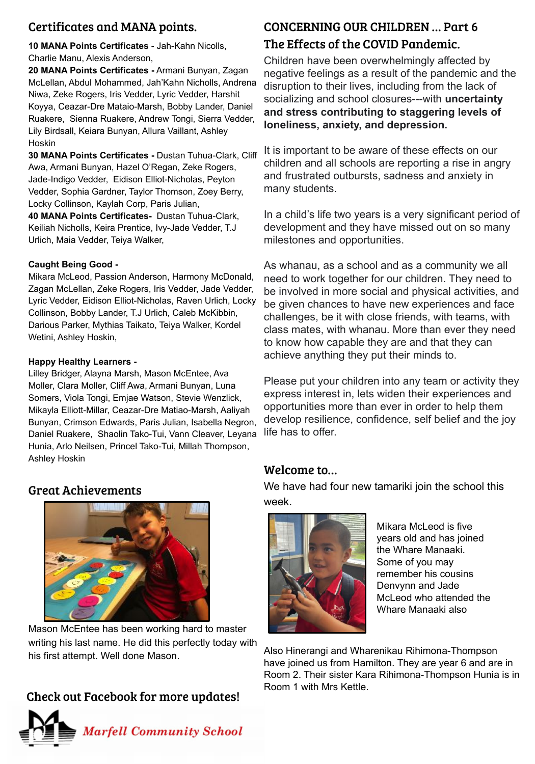## Certificates and MANA points.

**10 MANA Points Certificates** - Jah-Kahn Nicolls, Charlie Manu, Alexis Anderson,

**20 MANA Points Certificates -** Armani Bunyan, Zagan McLellan, Abdul Mohammed, Jah'Kahn Nicholls, Andrena Niwa, Zeke Rogers, Iris Vedder, Lyric Vedder, Harshit Koyya, Ceazar-Dre Mataio-Marsh, Bobby Lander, Daniel Ruakere, Sienna Ruakere, Andrew Tongi, Sierra Vedder, Lily Birdsall, Keiara Bunyan, Allura Vaillant, Ashley Hoskin

**30 MANA Points Certificates -** Dustan Tuhua-Clark, Cliff Awa, Armani Bunyan, Hazel O'Regan, Zeke Rogers, Jade-Indigo Vedder, Eidison Elliot-Nicholas, Peyton Vedder, Sophia Gardner, Taylor Thomson, Zoey Berry, Locky Collinson, Kaylah Corp, Paris Julian,

**40 MANA Points Certificates-** Dustan Tuhua-Clark, Keiliah Nicholls, Keira Prentice, Ivy-Jade Vedder, T.J Urlich, Maia Vedder, Teiya Walker,

**Caught Being Good -**
Mikara McLeod, Passion Anderson, Harmony McDonald, Zagan McLellan, Zeke Rogers, Iris Vedder, Jade Vedder, Lyric Vedder, Eidison Elliot-Nicholas, Raven Urlich, Locky Collinson, Bobby Lander, T.J Urlich, Caleb McKibbin, Darious Parker, Mythias Taikato, Teiya Walker, Kordel Wetini, Ashley Hoskin,

**Happy Healthy Learners -**
Lilley Bridger, Alayna Marsh, Mason McEntee, Ava Moller, Clara Moller, Cliff Awa, Armani Bunyan, Luna Somers, Viola Tongi, Emjae Watson, Stevie Wenzlick, Mikayla Elliott-Millar, Ceazar-Dre Matiao-Marsh, Aaliyah Bunyan, Crimson Edwards, Paris Julian, Isabella Negron, Daniel Ruakere, Shaolin Tako-Tui, Vann Cleaver, Leyana Hunia, Arlo Neilsen, Princel Tako-Tui, Millah Thompson, Ashley Hoskin

## Great Achievements

Mason McEntee has been working hard to master writing his last name. He did this perfectly today with his first attempt. Well done Mason.

## Check out Facebook for more updates!

*Marfell Community School*

## CONCERNING OUR CHILDREN ... Part 6

## The Effects of the COVID Pandemic.

Children have been overwhelmingly affected by negative feelings as a result of the pandemic and the disruption to their lives, including from the lack of socializing and school closures---with **uncertainty and stress contributing to staggering levels of loneliness, anxiety, and depression.**

It is important to be aware of these effects on our children and all schools are reporting a rise in angry and frustrated outbursts, sadness and anxiety in many students.

In a child's life two years is a very significant period of development and they have missed out on so many milestones and opportunities.

As whanau, as a school and as a community we all need to work together for our children. They need to be involved in more social and physical activities, and be given chances to have new experiences and face challenges, be it with close friends, with teams, with class mates, with whanau. More than ever they need to know how capable they are and that they can achieve anything they put their minds to.

Please put your children into any team or activity they express interest in, lets widen their experiences and opportunities more than ever in order to help them develop resilience, confidence, self belief and the joy life has to offer.

## Welcome to...

We have had four new tamariki join the school this week.

Mikara McLeod is five years old and has joined the Whare Manaaki. Some of you may remember his cousins Denvynn and Jade McLeod who attended the Whare Manaaki also

Also Hinerangi and Wharenikau Rihimona-Thompson have joined us from Hamilton. They are year 6 and are in Room 2. Their sister Kara Rihimona-Thompson Hunia is in Room 1 with Mrs Kettle.